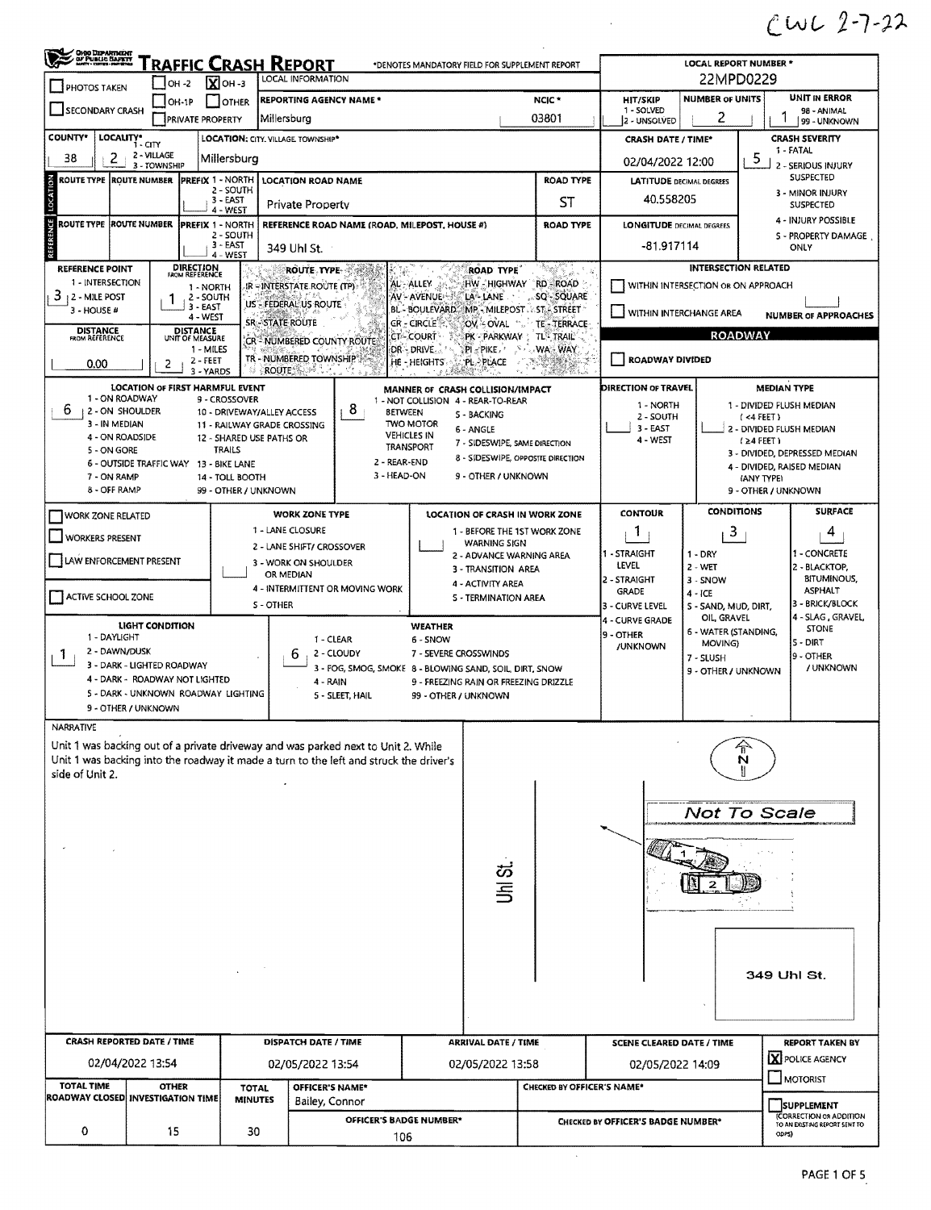CWL 2-7-22

# TRAFFIC CRASH REPORT

*DENOTES MANDATORY FIELD FOR SUPPLEMENT REPORT

| | |
|---|---|
| PHOTOS TAKEN | ☐ |
| OH-2 | ☐ |
| OH-3 | ☒ |
| OH-1P | ☐ |
| OTHER | ☐ |
| SECONDARY CRASH | ☐ |
| PRIVATE PROPERTY | ☐ |
| LOCAL INFORMATION | |
| REPORTING AGENCY NAME * | Millersburg |
| NCIC * | 03801 |
| LOCAL REPORT NUMBER * | 22MPD0229 |
| HIT/SKIP (1 - SOLVED, 2 - UNSOLVED) | |
| NUMBER OF UNITS | 2 |
| UNIT IN ERROR (98 - ANIMAL, 99 - UNKNOWN) | 1 |
| COUNTY* | 38 |
| LOCALITY* (1 - CITY, 2 - VILLAGE, 3 - TOWNSHIP) | 2 |
| LOCATION: CITY, VILLAGE, TOWNSHIP* | Millersburg |
| CRASH DATE / TIME* | 02/04/2022 12:00 |
| CRASH SEVERITY (1 - FATAL, 2 - SERIOUS INJURY SUSPECTED, 3 - MINOR INJURY SUSPECTED, 4 - INJURY POSSIBLE, 5 - PROPERTY DAMAGE ONLY) | 5 |

## LOCATION

| ROUTE TYPE | ROUTE NUMBER | PREFIX (1 - NORTH, 2 - SOUTH, 3 - EAST, 4 - WEST) | LOCATION ROAD NAME | ROAD TYPE | LATITUDE DECIMAL DEGREES |
|---|---|---|---|---|---|
| | | | Private Property | ST | 40.558205 |

## REFERENCE

| ROUTE TYPE | ROUTE NUMBER | PREFIX (1 - NORTH, 2 - SOUTH, 3 - EAST, 4 - WEST) | REFERENCE ROAD NAME (ROAD, MILEPOST, HOUSE #) | ROAD TYPE | LONGITUDE DECIMAL DEGREES |
|---|---|---|---|---|---|
| | | | 349 Uhl St. | | -81.917114 |

**REFERENCE POINT** (1 - INTERSECTION, 2 - MILE POST, 3 - HOUSE #): 3

**DIRECTION FROM REFERENCE** (1 - NORTH, 2 - SOUTH, 3 - EAST, 4 - WEST): 1

**DISTANCE FROM REFERENCE**: 0.00

**DISTANCE UNIT OF MEASURE** (1 - MILES, 2 - FEET, 3 - YARDS): 2

**ROUTE TYPE**: IR - INTERSTATE ROUTE (TP), US - FEDERAL US ROUTE, SR - STATE ROUTE, CR - NUMBERED COUNTY ROUTE, TR - NUMBERED TOWNSHIP ROUTE

**ROAD TYPE**: AL - ALLEY, AV - AVENUE, BL - BOULEVARD, CR - CIRCLE, CT - COURT, DR - DRIVE, HE - HEIGHTS, HW - HIGHWAY, LA - LANE, MP - MILEPOST, OV - OVAL, PK - PARKWAY, PI - PIKE, PL - PLACE, RD - ROAD, SQ - SQUARE, ST - STREET, TE - TERRACE, TL - TRAIL, WA - WAY

**INTERSECTION RELATED**
- ☐ WITHIN INTERSECTION OR ON APPROACH
- ☐ WITHIN INTERCHANGE AREA
- NUMBER OF APPROACHES:

**ROADWAY**
- ☐ ROADWAY DIVIDED

**LOCATION OF FIRST HARMFUL EVENT**: 6
1 - ON ROADWAY, 2 - ON SHOULDER, 3 - IN MEDIAN, 4 - ON ROADSIDE, 5 - ON GORE, 6 - OUTSIDE TRAFFIC WAY, 7 - ON RAMP, 8 - OFF RAMP, 9 - CROSSOVER, 10 - DRIVEWAY/ALLEY ACCESS, 11 - RAILWAY GRADE CROSSING, 12 - SHARED USE PATHS OR TRAILS, 13 - BIKE LANE, 14 - TOLL BOOTH, 99 - OTHER / UNKNOWN

**MANNER OF CRASH COLLISION/IMPACT**: 8
1 - NOT COLLISION BETWEEN TWO MOTOR VEHICLES IN TRANSPORT, 2 - REAR-END, 3 - HEAD-ON, 4 - REAR-TO-REAR, 5 - BACKING, 6 - ANGLE, 7 - SIDESWIPE, SAME DIRECTION, 8 - SIDESWIPE, OPPOSITE DIRECTION, 9 - OTHER / UNKNOWN

**DIRECTION OF TRAVEL**: 1 - NORTH, 2 - SOUTH, 3 - EAST, 4 - WEST

**MEDIAN TYPE**: 1 - DIVIDED FLUSH MEDIAN (<4 FEET), 2 - DIVIDED FLUSH MEDIAN (≥4 FEET), 3 - DIVIDED, DEPRESSED MEDIAN, 4 - DIVIDED, RAISED MEDIAN (ANY TYPE), 9 - OTHER / UNKNOWN

**WORK ZONE**
- ☐ WORK ZONE RELATED
- ☐ WORKERS PRESENT
- ☐ LAW ENFORCEMENT PRESENT
- ☐ ACTIVE SCHOOL ZONE

**WORK ZONE TYPE**: 1 - LANE CLOSURE, 2 - LANE SHIFT/ CROSSOVER, 3 - WORK ON SHOULDER OR MEDIAN, 4 - INTERMITTENT OR MOVING WORK, 5 - OTHER

**LOCATION OF CRASH IN WORK ZONE**: 1 - BEFORE THE 1ST WORK ZONE WARNING SIGN, 2 - ADVANCE WARNING AREA, 3 - TRANSITION AREA, 4 - ACTIVITY AREA, 5 - TERMINATION AREA

| CONTOUR | CONDITIONS | SURFACE |
|---|---|---|
| 1 | 3 | 4 |

CONTOUR: 1 - STRAIGHT LEVEL, 2 - STRAIGHT GRADE, 3 - CURVE LEVEL, 4 - CURVE GRADE, 9 - OTHER /UNKNOWN

CONDITIONS: 1 - DRY, 2 - WET, 3 - SNOW, 4 - ICE, 5 - SAND, MUD, DIRT, OIL, GRAVEL, 6 - WATER (STANDING, MOVING), 7 - SLUSH, 9 - OTHER / UNKNOWN

SURFACE: 1 - CONCRETE, 2 - BLACKTOP, BITUMINOUS, ASPHALT, 3 - BRICK/BLOCK, 4 - SLAG, GRAVEL, STONE, 5 - DIRT, 9 - OTHER / UNKNOWN

**LIGHT CONDITION**: 1
1 - DAYLIGHT, 2 - DAWN/DUSK, 3 - DARK - LIGHTED ROADWAY, 4 - DARK - ROADWAY NOT LIGHTED, 5 - DARK - UNKNOWN ROADWAY LIGHTING, 9 - OTHER / UNKNOWN

**WEATHER**: 6
1 - CLEAR, 2 - CLOUDY, 3 - FOG, SMOG, SMOKE, 4 - RAIN, 5 - SLEET, HAIL, 6 - SNOW, 7 - SEVERE CROSSWINDS, 8 - BLOWING SAND, SOIL, DIRT, SNOW, 9 - FREEZING RAIN OR FREEZING DRIZZLE, 99 - OTHER / UNKNOWN

## NARRATIVE

Unit 1 was backing out of a private driveway and was parked next to Unit 2. While Unit 1 was backing into the roadway it made a turn to the left and struck the driver's side of Unit 2.

Uhl St.

N

Not To Scale

349 Uhl St.

| CRASH REPORTED DATE / TIME | DISPATCH DATE / TIME | ARRIVAL DATE / TIME | SCENE CLEARED DATE / TIME | REPORT TAKEN BY |
|---|---|---|---|---|
| 02/04/2022 13:54 | 02/05/2022 13:54 | 02/05/2022 13:58 | 02/05/2022 14:09 | ☒ POLICE AGENCY ☐ MOTORIST |

| TOTAL TIME ROADWAY CLOSED | OTHER INVESTIGATION TIME | TOTAL MINUTES | OFFICER'S NAME* | CHECKED BY OFFICER'S NAME* |
|---|---|---|---|---|
| 0 | 15 | 30 | Bailey, Connor | |

| OFFICER'S BADGE NUMBER* | CHECKED BY OFFICER'S BADGE NUMBER* |
|---|---|
| 106 | |

☐ SUPPLEMENT (CORRECTION OR ADDITION TO AN EXISTING REPORT SENT TO ODPS)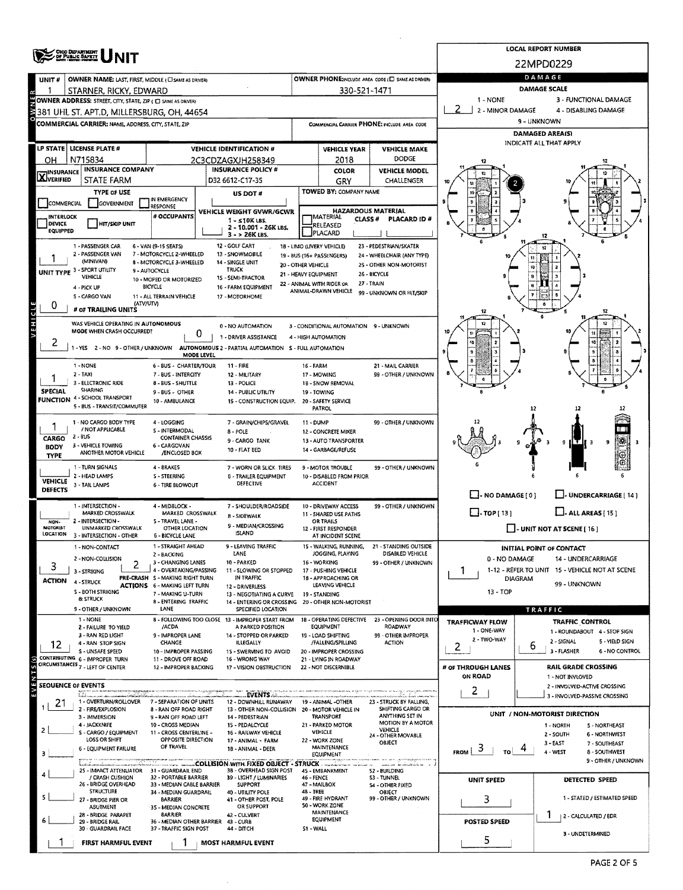# UNIT

**LOCAL REPORT NUMBER:** 22MPD0229

| UNIT # | OWNER NAME: LAST, FIRST, MIDDLE | OWNER PHONE |
|---|---|---|
| 1 | STARNER, RICKY, EDWARD | 330-521-1471 |

**OWNER ADDRESS:** 381 UHL ST. APT.D, MILLERSBURG, OH, 44654

**COMMERCIAL CARRIER:** NAME, ADDRESS, CITY, STATE, ZIP

**COMMERCIAL CARRIER PHONE:**

| LP STATE | LICENSE PLATE # | VEHICLE IDENTIFICATION # | VEHICLE YEAR | VEHICLE MAKE |
|---|---|---|---|---|
| OH | N715834 | 2C3CDZAGXJH258349 | 2018 | DODGE |

| INSURANCE | INSURANCE COMPANY | INSURANCE POLICY # | COLOR | VEHICLE MODEL |
|---|---|---|---|---|
| X VERIFIED | STATE FARM | D32 6612-C17-35 | GRY | CHALLENGER |

**TYPE OF USE:** COMMERCIAL / GOVERNMENT / IN EMERGENCY RESPONSE

**US DOT #:**

**TOWED BY:** COMPANY NAME

**VEHICLE WEIGHT GVWR/GCWR:** 1 - ≤10K LBS. 2 - 10.001 - 26K LBS. 3 - > 26K LBS.

**HAZARDOUS MATERIAL:** MATERIAL RELEASED / PLACARD — CLASS # — PLACARD ID #

**UNIT TYPE:** 1

1 - PASSENGER CAR, 2 - PASSENGER VAN (MINIVAN), 3 - SPORT UTILITY VEHICLE, 4 - PICK UP, 5 - CARGO VAN, 6 - VAN (9-15 SEATS), 7 - MOTORCYCLE 2-WHEELED, 8 - MOTORCYCLE 3-WHEELED, 9 - AUTOCYCLE, 10 - MOPED OR MOTORIZED BICYCLE, 11 - ALL TERRAIN VEHICLE (ATV/UTV), 12 - GOLF CART, 13 - SNOWMOBILE, 14 - SINGLE UNIT TRUCK, 15 - SEMI-TRACTOR, 16 - FARM EQUIPMENT, 17 - MOTORHOME, 18 - LIMO (LIVERY VEHICLE), 19 - BUS (16+ PASSENGERS), 20 - OTHER VEHICLE, 21 - HEAVY EQUIPMENT, 22 - ANIMAL WITH RIDER OR ANIMAL-DRAWN VEHICLE, 23 - PEDESTRIAN/SKATER, 24 - WHEELCHAIR (ANY TYPE), 25 - OTHER NON-MOTORIST, 26 - BICYCLE, 27 - TRAIN, 99 - UNKNOWN OR HIT/SKIP

**# OF TRAILING UNITS:** 0

**WAS VEHICLE OPERATING IN AUTONOMOUS MODE WHEN CRASH OCCURRED?** 2 (1 - YES, 2 - NO, 9 - OTHER / UNKNOWN)

**AUTONOMOUS MODE LEVEL:** 0 (0 - NO AUTOMATION, 1 - DRIVER ASSISTANCE, 2 - PARTIAL AUTOMATION, 3 - CONDITIONAL AUTOMATION, 4 - HIGH AUTOMATION, 5 - FULL AUTOMATION, 9 - UNKNOWN)

**SPECIAL FUNCTION:** 1

1 - NONE, 2 - TAXI, 3 - ELECTRONIC RIDE SHARING, 4 - SCHOOL TRANSPORT, 5 - BUS - TRANSIT/COMMUTER, 6 - BUS - CHARTER/TOUR, 7 - BUS - INTERCITY, 8 - BUS - SHUTTLE, 9 - BUS - OTHER, 10 - AMBULANCE, 11 - FIRE, 12 - MILITARY, 13 - POLICE, 14 - PUBLIC UTILITY, 15 - CONSTRUCTION EQUIP., 16 - FARM, 17 - MOWING, 18 - SNOW REMOVAL, 19 - TOWING, 20 - SAFETY SERVICE PATROL, 21 - MAIL CARRIER, 99 - OTHER / UNKNOWN

**CARGO BODY TYPE:** 1

1 - NO CARGO BODY TYPE / NOT APPLICABLE, 2 - BUS, 3 - VEHICLE TOWING ANOTHER MOTOR VEHICLE, 4 - LOGGING, 5 - INTERMODAL CONTAINER CHASSIS, 6 - CARGOVAN /ENCLOSED BOX, 7 - GRAIN/CHIPS/GRAVEL, 8 - POLE, 9 - CARGO TANK, 10 - FLAT BED, 11 - DUMP, 12 - CONCRETE MIXER, 13 - AUTO TRANSPORTER, 14 - GARBAGE/REFUSE, 99 - OTHER / UNKNOWN

**VEHICLE DEFECTS:**

1 - TURN SIGNALS, 2 - HEAD LAMPS, 3 - TAIL LAMPS, 4 - BRAKES, 5 - STEERING, 6 - TIRE BLOWOUT, 7 - WORN OR SLICK TIRES, 8 - TRAILER EQUIPMENT DEFECTIVE, 9 - MOTOR TROUBLE, 10 - DISABLED FROM PRIOR ACCIDENT, 99 - OTHER / UNKNOWN

**NON-MOTORIST LOCATION:**

1 - INTERSECTION - MARKED CROSSWALK, 2 - INTERSECTION - UNMARKED CROSSWALK, 3 - INTERSECTION - OTHER, 4 - MIDBLOCK - MARKED CROSSWALK, 5 - TRAVEL LANE - OTHER LOCATION, 6 - BICYCLE LANE, 7 - SHOULDER/ROADSIDE, 8 - SIDEWALK, 9 - MEDIAN/CROSSING ISLAND, 10 - DRIVEWAY ACCESS, 11 - SHARED USE PATHS OR TRAILS, 12 - FIRST RESPONDER AT INCIDENT SCENE, 99 - OTHER / UNKNOWN

**ACTION:** 3

1 - NON-CONTACT, 2 - NON-COLLISION, 3 - STRIKING, 4 - STRUCK, 5 - BOTH STRIKING & STRUCK, 9 - OTHER / UNKNOWN

**PRE-CRASH ACTIONS:** 2

1 - STRAIGHT AHEAD, 2 - BACKING, 3 - CHANGING LANES, 4 - OVERTAKING/PASSING, 5 - MAKING RIGHT TURN, 6 - MAKING LEFT TURN, 7 - MAKING U-TURN, 8 - ENTERING TRAFFIC LANE, 9 - LEAVING TRAFFIC LANE, 10 - PARKED, 11 - SLOWING OR STOPPED IN TRAFFIC, 12 - DRIVERLESS, 13 - NEGOTIATING A CURVE, 14 - ENTERING OR CROSSING SPECIFIED LOCATION, 15 - WALKING, RUNNING, JOGGING, PLAYING, 16 - WORKING, 17 - PUSHING VEHICLE, 18 - APPROACHING OR LEAVING VEHICLE, 19 - STANDING, 20 - OTHER NON-MOTORIST, 21 - STANDING OUTSIDE DISABLED VEHICLE, 99 - OTHER / UNKNOWN

**CONTRIBUTING CIRCUMSTANCES:** 12

1 - NONE, 2 - FAILURE TO YIELD, 3 - RAN RED LIGHT, 4 - RAN STOP SIGN, 5 - UNSAFE SPEED, 6 - IMPROPER TURN, 7 - LEFT OF CENTER, 8 - FOLLOWING TOO CLOSE /ACDA, 9 - IMPROPER LANE CHANGE, 10 - IMPROPER PASSING, 11 - DROVE OFF ROAD, 12 - IMPROPER BACKING, 13 - IMPROPER START FROM A PARKED POSITION, 14 - STOPPED OR PARKED ILLEGALLY, 15 - SWERVING TO AVOID, 16 - WRONG WAY, 17 - VISION OBSTRUCTION, 18 - OPERATING DEFECTIVE EQUIPMENT, 19 - LOAD SHIFTING /FALLING/SPILLING, 20 - IMPROPER CROSSING, 21 - LYING IN ROADWAY, 22 - NOT DISCERNIBLE, 23 - OPENING DOOR INTO ROADWAY, 99 - OTHER IMPROPER ACTION

**SEQUENCE OF EVENTS:**

1. 21
2. 
3. 
4. 
5. 
6. 

**EVENTS:** 1 - OVERTURN/ROLLOVER, 2 - FIRE/EXPLOSION, 3 - IMMERSION, 4 - JACKKNIFE, 5 - CARGO / EQUIPMENT LOSS OR SHIFT, 6 - EQUIPMENT FAILURE, 7 - SEPARATION OF UNITS, 8 - RAN OFF ROAD RIGHT, 9 - RAN OFF ROAD LEFT, 10 - CROSS MEDIAN, 11 - CROSS CENTERLINE - OPPOSITE DIRECTION OF TRAVEL, 12 - DOWNHILL RUNAWAY, 13 - OTHER NON-COLLISION, 14 - PEDESTRIAN, 15 - PEDALCYCLE, 16 - RAILWAY VEHICLE, 17 - ANIMAL - FARM, 18 - ANIMAL - DEER, 19 - ANIMAL -OTHER, 20 - MOTOR VEHICLE IN TRANSPORT, 21 - PARKED MOTOR VEHICLE, 22 - WORK ZONE MAINTENANCE EQUIPMENT, 23 - STRUCK BY FALLING, SHIFTING CARGO OR ANYTHING SET IN MOTION BY A MOTOR VEHICLE, 24 - OTHER MOVABLE OBJECT

**COLLISION WITH FIXED OBJECT - STRUCK:** 25 - IMPACT ATTENUATOR / CRASH CUSHION, 26 - BRIDGE OVERHEAD STRUCTURE, 27 - BRIDGE PIER OR ABUTMENT, 28 - BRIDGE PARAPET, 29 - BRIDGE RAIL, 30 - GUARDRAIL FACE, 31 - GUARDRAIL END, 32 - PORTABLE BARRIER, 33 - MEDIAN CABLE BARRIER, 34 - MEDIAN GUARDRAIL BARRIER, 35 - MEDIAN CONCRETE BARRIER, 36 - MEDIAN OTHER BARRIER, 37 - TRAFFIC SIGN POST, 38 - OVERHEAD SIGN POST, 39 - LIGHT / LUMINARIES SUPPORT, 40 - UTILITY POLE, 41 - OTHER POST, POLE OR SUPPORT, 42 - CULVERT, 43 - CURB, 44 - DITCH, 45 - EMBANKMENT, 46 - FENCE, 47 - MAILBOX, 48 - TREE, 49 - FIRE HYDRANT, 50 - WORK ZONE MAINTENANCE EQUIPMENT, 51 - WALL, 52 - BUILDING, 53 - TUNNEL, 54 - OTHER FIXED OBJECT, 99 - OTHER / UNKNOWN

**FIRST HARMFUL EVENT:** 1

**MOST HARMFUL EVENT:** 1

## DAMAGE

**DAMAGE SCALE:** 2

1 - NONE, 2 - MINOR DAMAGE, 3 - FUNCTIONAL DAMAGE, 4 - DISABLING DAMAGE, 9 - UNKNOWN

**DAMAGED AREA(S):** INDICATE ALL THAT APPLY — 2

NO DAMAGE [0] / UNDERCARRIAGE [14] / TOP [13] / ALL AREAS [15] / UNIT NOT AT SCENE [16]

**INITIAL POINT OF CONTACT:** 1

0 - NO DAMAGE, 1-12 - REFER TO UNIT DIAGRAM, 13 - TOP, 14 - UNDERCARRIAGE, 15 - VEHICLE NOT AT SCENE, 99 - UNKNOWN

## TRAFFIC

**TRAFFICWAY FLOW:** 2 (1 - ONE-WAY, 2 - TWO-WAY)

**TRAFFIC CONTROL:** 6 (1 - ROUNDABOUT, 2 - SIGNAL, 3 - FLASHER, 4 - STOP SIGN, 5 - YIELD SIGN, 6 - NO CONTROL)

**# OF THROUGH LANES ON ROAD:** 2

**RAIL GRADE CROSSING:** 1 - NOT INVOLVED, 2 - INVOLVED-ACTIVE CROSSING, 3 - INVOLVED-PASSIVE CROSSING

**UNIT / NON-MOTORIST DIRECTION:** FROM 3 TO 4

1 - NORTH, 2 - SOUTH, 3 - EAST, 4 - WEST, 5 - NORTHEAST, 6 - NORTHWEST, 7 - SOUTHEAST, 8 - SOUTHWEST, 9 - OTHER / UNKNOWN

**UNIT SPEED:** 3

**DETECTED SPEED:** 1 (1 - STATED / ESTIMATED SPEED, 2 - CALCULATED / EDR, 3 - UNDETERMINED)

**POSTED SPEED:** 5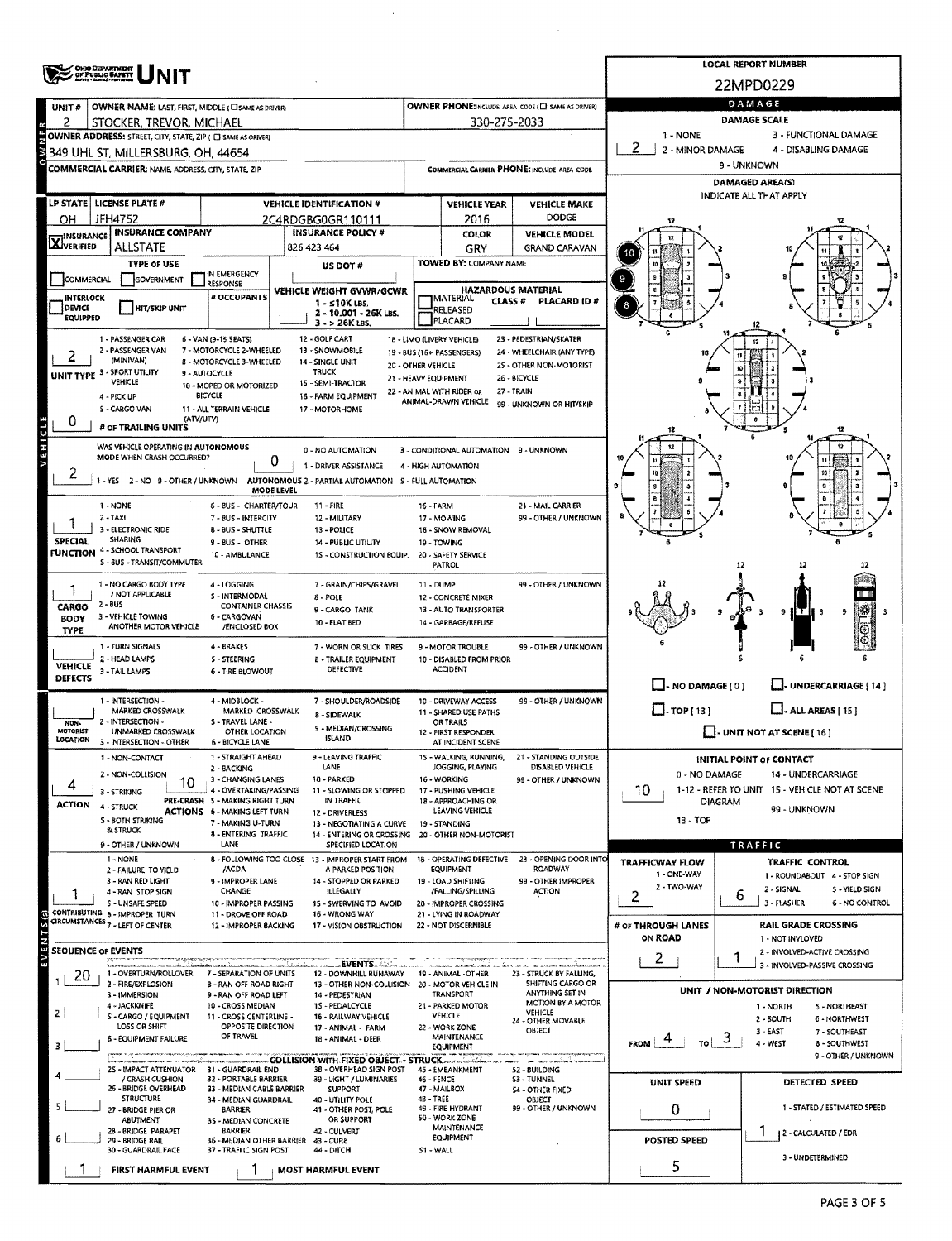# UNIT

**LOCAL REPORT NUMBER:** 22MPD0229

## Owner

| UNIT # | OWNER NAME: LAST, FIRST, MIDDLE | OWNER PHONE: INCLUDE AREA CODE |
|---|---|---|
| 2 | STOCKER, TREVOR, MICHAEL | 330-275-2033 |

**OWNER ADDRESS:** 349 UHL ST, MILLERSBURG, OH, 44654

**COMMERCIAL CARRIER:** NAME, ADDRESS, CITY, STATE, ZIP

**COMMERCIAL CARRIER PHONE:** INCLUDE AREA CODE

## Vehicle

| LP STATE | LICENSE PLATE # | VEHICLE IDENTIFICATION # | VEHICLE YEAR | VEHICLE MAKE |
|---|---|---|---|---|
| OH | JFH4752 | 2C4RDGBG0GR110111 | 2016 | DODGE |

| INSURANCE | INSURANCE COMPANY | INSURANCE POLICY # | COLOR | VEHICLE MODEL |
|---|---|---|---|---|
| X VERIFIED | ALLSTATE | 826 423 464 | GRY | GRAND CARAVAN |

**TYPE OF USE:** COMMERCIAL / GOVERNMENT / IN EMERGENCY RESPONSE

**US DOT #:**

**TOWED BY:** COMPANY NAME

**INTERLOCK DEVICE EQUIPPED** / **HIT/SKIP UNIT** / **# OCCUPANTS**

**VEHICLE WEIGHT GVWR/GCWR:** 1 - ≤10K LBS. 2 - 10.001 - 26K LBS. 3 - > 26K LBS.

**HAZARDOUS MATERIAL:** MATERIAL RELEASED / PLACARD — CLASS # — PLACARD ID #

**UNIT TYPE:** 2

1 - PASSENGER CAR, 2 - PASSENGER VAN (MINIVAN), 3 - SPORT UTILITY VEHICLE, 4 - PICK UP, 5 - CARGO VAN, 6 - VAN (9-15 SEATS), 7 - MOTORCYCLE 2-WHEELED, 8 - MOTORCYCLE 3-WHEELED, 9 - AUTOCYCLE, 10 - MOPED OR MOTORIZED BICYCLE, 11 - ALL TERRAIN VEHICLE (ATV/UTV), 12 - GOLF CART, 13 - SNOWMOBILE, 14 - SINGLE UNIT TRUCK, 15 - SEMI-TRACTOR, 16 - FARM EQUIPMENT, 17 - MOTORHOME, 18 - LIMO (LIVERY VEHICLE), 19 - BUS (16+ PASSENGERS), 20 - OTHER VEHICLE, 21 - HEAVY EQUIPMENT, 22 - ANIMAL WITH RIDER OR ANIMAL-DRAWN VEHICLE, 23 - PEDESTRIAN/SKATER, 24 - WHEELCHAIR (ANY TYPE), 25 - OTHER NON-MOTORIST, 26 - BICYCLE, 27 - TRAIN, 99 - UNKNOWN OR HIT/SKIP

**# OF TRAILING UNITS:** 0

**WAS VEHICLE OPERATING IN AUTONOMOUS MODE WHEN CRASH OCCURRED?** 2 (1 - YES 2 - NO 9 - OTHER / UNKNOWN)

**AUTONOMOUS MODE LEVEL:** 0 (0 - NO AUTOMATION, 1 - DRIVER ASSISTANCE, 2 - PARTIAL AUTOMATION, 3 - CONDITIONAL AUTOMATION, 4 - HIGH AUTOMATION, 5 - FULL AUTOMATION, 9 - UNKNOWN)

**SPECIAL FUNCTION:** 1

1 - NONE, 2 - TAXI, 3 - ELECTRONIC RIDE SHARING, 4 - SCHOOL TRANSPORT, 5 - BUS - TRANSIT/COMMUTER, 6 - BUS - CHARTER/TOUR, 7 - BUS - INTERCITY, 8 - BUS - SHUTTLE, 9 - BUS - OTHER, 10 - AMBULANCE, 11 - FIRE, 12 - MILITARY, 13 - POLICE, 14 - PUBLIC UTILITY, 15 - CONSTRUCTION EQUIP., 16 - FARM, 17 - MOWING, 18 - SNOW REMOVAL, 19 - TOWING, 20 - SAFETY SERVICE PATROL, 21 - MAIL CARRIER, 99 - OTHER / UNKNOWN

**CARGO BODY TYPE:** 1

1 - NO CARGO BODY TYPE / NOT APPLICABLE, 2 - BUS, 3 - VEHICLE TOWING ANOTHER MOTOR VEHICLE, 4 - LOGGING, 5 - INTERMODAL CONTAINER CHASSIS, 6 - CARGOVAN /ENCLOSED BOX, 7 - GRAIN/CHIPS/GRAVEL, 8 - POLE, 9 - CARGO TANK, 10 - FLAT BED, 11 - DUMP, 12 - CONCRETE MIXER, 13 - AUTO TRANSPORTER, 14 - GARBAGE/REFUSE, 99 - OTHER / UNKNOWN

**VEHICLE DEFECTS:**

1 - TURN SIGNALS, 2 - HEAD LAMPS, 3 - TAIL LAMPS, 4 - BRAKES, 5 - STEERING, 6 - TIRE BLOWOUT, 7 - WORN OR SLICK TIRES, 8 - TRAILER EQUIPMENT DEFECTIVE, 9 - MOTOR TROUBLE, 10 - DISABLED FROM PRIOR ACCIDENT, 99 - OTHER / UNKNOWN

**NON-MOTORIST LOCATION:**

1 - INTERSECTION - MARKED CROSSWALK, 2 - INTERSECTION - UNMARKED CROSSWALK, 3 - INTERSECTION - OTHER, 4 - MIDBLOCK - MARKED CROSSWALK, 5 - TRAVEL LANE - OTHER LOCATION, 6 - BICYCLE LANE, 7 - SHOULDER/ROADSIDE, 8 - SIDEWALK, 9 - MEDIAN/CROSSING ISLAND, 10 - DRIVEWAY ACCESS, 11 - SHARED USE PATHS OR TRAILS, 12 - FIRST RESPONDER AT INCIDENT SCENE, 99 - OTHER / UNKNOWN

**ACTION:** 4

1 - NON-CONTACT, 2 - NON-COLLISION, 3 - STRIKING, 4 - STRUCK, 5 - BOTH STRIKING & STRUCK, 9 - OTHER / UNKNOWN

**PRE-CRASH ACTIONS:** 10

1 - STRAIGHT AHEAD, 2 - BACKING, 3 - CHANGING LANES, 4 - OVERTAKING/PASSING, 5 - MAKING RIGHT TURN, 6 - MAKING LEFT TURN, 7 - MAKING U-TURN, 8 - ENTERING TRAFFIC LANE, 9 - LEAVING TRAFFIC LANE, 10 - PARKED, 11 - SLOWING OR STOPPED IN TRAFFIC, 12 - DRIVERLESS, 13 - NEGOTIATING A CURVE, 14 - ENTERING OR CROSSING SPECIFIED LOCATION, 15 - WALKING, RUNNING, JOGGING, PLAYING, 16 - WORKING, 17 - PUSHING VEHICLE, 18 - APPROACHING OR LEAVING VEHICLE, 19 - STANDING, 20 - OTHER NON-MOTORIST, 21 - STANDING OUTSIDE DISABLED VEHICLE, 99 - OTHER / UNKNOWN

**CONTRIBUTING CIRCUMSTANCES:** 1

1 - NONE, 2 - FAILURE TO YIELD, 3 - RAN RED LIGHT, 4 - RAN STOP SIGN, 5 - UNSAFE SPEED, 6 - IMPROPER TURN, 7 - LEFT OF CENTER, 8 - FOLLOWING TOO CLOSE /ACDA, 9 - IMPROPER LANE CHANGE, 10 - IMPROPER PASSING, 11 - DROVE OFF ROAD, 12 - IMPROPER BACKING, 13 - IMPROPER START FROM A PARKED POSITION, 14 - STOPPED OR PARKED ILLEGALLY, 15 - SWERVING TO AVOID, 16 - WRONG WAY, 17 - VISION OBSTRUCTION, 18 - OPERATING DEFECTIVE EQUIPMENT, 19 - LOAD SHIFTING /FALLING/SPILLING, 20 - IMPROPER CROSSING, 21 - LYING IN ROADWAY, 22 - NOT DISCERNIBLE, 23 - OPENING DOOR INTO ROADWAY, 99 - OTHER IMPROPER ACTION

## Sequence of Events

| # | Event |
|---|---|
| 1 | 20 |
| 2 | |
| 3 | |
| 4 | |
| 5 | |
| 6 | |

**EVENTS:** 1 - OVERTURN/ROLLOVER, 2 - FIRE/EXPLOSION, 3 - IMMERSION, 4 - JACKKNIFE, 5 - CARGO / EQUIPMENT LOSS OR SHIFT, 6 - EQUIPMENT FAILURE, 7 - SEPARATION OF UNITS, 8 - RAN OFF ROAD RIGHT, 9 - RAN OFF ROAD LEFT, 10 - CROSS MEDIAN, 11 - CROSS CENTERLINE - OPPOSITE DIRECTION OF TRAVEL, 12 - DOWNHILL RUNAWAY, 13 - OTHER NON-COLLISION, 14 - PEDESTRIAN, 15 - PEDALCYCLE, 16 - RAILWAY VEHICLE, 17 - ANIMAL - FARM, 18 - ANIMAL - DEER, 19 - ANIMAL -OTHER, 20 - MOTOR VEHICLE IN TRANSPORT, 21 - PARKED MOTOR VEHICLE, 22 - WORK ZONE MAINTENANCE EQUIPMENT, 23 - STRUCK BY FALLING, SHIFTING CARGO OR ANYTHING SET IN MOTION BY A MOTOR VEHICLE, 24 - OTHER MOVABLE OBJECT

**COLLISION WITH FIXED OBJECT - STRUCK:** 25 - IMPACT ATTENUATOR / CRASH CUSHION, 26 - BRIDGE OVERHEAD STRUCTURE, 27 - BRIDGE PIER OR ABUTMENT, 28 - BRIDGE PARAPET, 29 - BRIDGE RAIL, 30 - GUARDRAIL FACE, 31 - GUARDRAIL END, 32 - PORTABLE BARRIER, 33 - MEDIAN CABLE BARRIER, 34 - MEDIAN GUARDRAIL BARRIER, 35 - MEDIAN CONCRETE BARRIER, 36 - MEDIAN OTHER BARRIER, 37 - TRAFFIC SIGN POST, 38 - OVERHEAD SIGN POST, 39 - LIGHT / LUMINARIES SUPPORT, 40 - UTILITY POLE, 41 - OTHER POST, POLE OR SUPPORT, 42 - CULVERT, 43 - CURB, 44 - DITCH, 45 - EMBANKMENT, 46 - FENCE, 47 - MAILBOX, 48 - TREE, 49 - FIRE HYDRANT, 50 - WORK ZONE MAINTENANCE EQUIPMENT, 51 - WALL, 52 - BUILDING, 53 - TUNNEL, 54 - OTHER FIXED OBJECT, 99 - OTHER / UNKNOWN

**FIRST HARMFUL EVENT:** 1 **MOST HARMFUL EVENT:** 1

## Damage

**DAMAGE SCALE:** 2

1 - NONE, 2 - MINOR DAMAGE, 3 - FUNCTIONAL DAMAGE, 4 - DISABLING DAMAGE, 9 - UNKNOWN

**DAMAGED AREA(S)** — INDICATE ALL THAT APPLY: 8, 9, 10

NO DAMAGE [0] / UNDERCARRIAGE [14] / TOP [13] / ALL AREAS [15] / UNIT NOT AT SCENE [16]

**INITIAL POINT OF CONTACT:** 10

0 - NO DAMAGE, 1-12 - REFER TO UNIT DIAGRAM, 13 - TOP, 14 - UNDERCARRIAGE, 15 - VEHICLE NOT AT SCENE, 99 - UNKNOWN

## Traffic

**TRAFFICWAY FLOW:** 2 (1 - ONE-WAY, 2 - TWO-WAY)

**TRAFFIC CONTROL:** 6 (1 - ROUNDABOUT, 2 - SIGNAL, 3 - FLASHER, 4 - STOP SIGN, 5 - YIELD SIGN, 6 - NO CONTROL)

**# OF THROUGH LANES ON ROAD:** 2

**RAIL GRADE CROSSING:** 1 (1 - NOT INVLOVED, 2 - INVOLVED-ACTIVE CROSSING, 3 - INVOLVED-PASSIVE CROSSING)

**UNIT / NON-MOTORIST DIRECTION:** FROM 4 TO 3

1 - NORTH, 2 - SOUTH, 3 - EAST, 4 - WEST, 5 - NORTHEAST, 6 - NORTHWEST, 7 - SOUTHEAST, 8 - SOUTHWEST, 9 - OTHER / UNKNOWN

**UNIT SPEED:** 0

**DETECTED SPEED:** 1 (1 - STATED / ESTIMATED SPEED, 2 - CALCULATED / EDR, 3 - UNDETERMINED)

**POSTED SPEED:** 5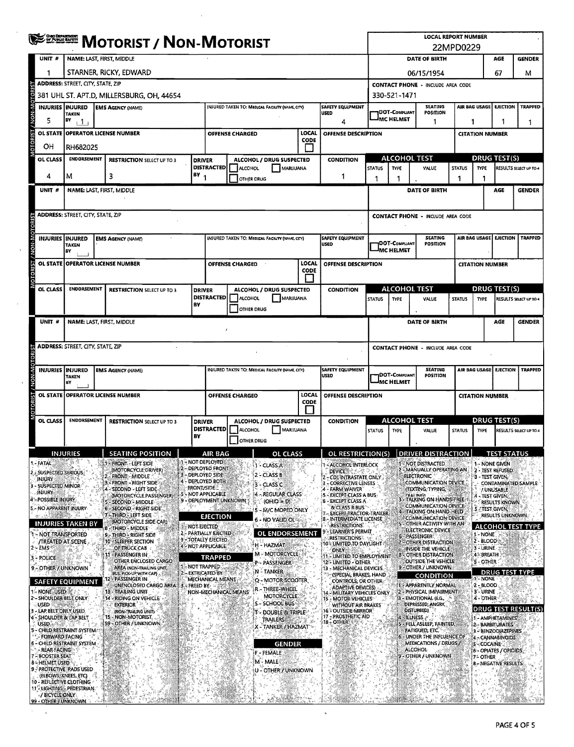# MOTORIST / NON-MOTORIST

**LOCAL REPORT NUMBER:** 22MPD0229

## Unit 1

| UNIT # | NAME: LAST, FIRST, MIDDLE | DATE OF BIRTH | AGE | GENDER |
|---|---|---|---|---|
| 1 | STARNER, RICKY, EDWARD | 06/15/1954 | 67 | M |

| ADDRESS: STREET, CITY, STATE, ZIP | CONTACT PHONE - INCLUDE AREA CODE |
|---|---|
| 381 UHL ST. APT.D, MILLERSBURG, OH, 44654 | 330-521-1471 |

| INJURIES | INJURED TAKEN BY | EMS AGENCY (NAME) | INJURED TAKEN TO: MEDICAL FACILITY (NAME, CITY) | SAFETY EQUIPMENT USED | DOT-COMPLIANT MC HELMET | SEATING POSITION | AIR BAG USAGE | EJECTION | TRAPPED |
|---|---|---|---|---|---|---|---|---|---|
| 5 | 1 | | | 4 | | 1 | 1 | 1 | 1 |

| OL STATE | OPERATOR LICENSE NUMBER | OFFENSE CHARGED | LOCAL CODE | OFFENSE DESCRIPTION | CITATION NUMBER |
|---|---|---|---|---|---|
| OH | RH682025 | | | | |

| OL CLASS | ENDORSEMENT | RESTRICTION SELECT UP TO 3 | DRIVER DISTRACTED BY | ALCOHOL / DRUG SUSPECTED | CONDITION | ALCOHOL TEST STATUS | ALCOHOL TEST TYPE | ALCOHOL TEST VALUE | DRUG TEST STATUS | DRUG TEST TYPE | RESULTS SELECT UP TO 4 |
|---|---|---|---|---|---|---|---|---|---|---|---|
| 4 | M | 3 | 1 | | 1 | 1 | 1 | | 1 | 1 | |

## Unit (blank)

| UNIT # | NAME: LAST, FIRST, MIDDLE | DATE OF BIRTH | AGE | GENDER |
|---|---|---|---|---|
| | | | | |

| ADDRESS: STREET, CITY, STATE, ZIP | CONTACT PHONE - INCLUDE AREA CODE |
|---|---|
| | |

| INJURIES | INJURED TAKEN BY | EMS AGENCY (NAME) | INJURED TAKEN TO: MEDICAL FACILITY (NAME, CITY) | SAFETY EQUIPMENT USED | DOT-COMPLIANT MC HELMET | SEATING POSITION | AIR BAG USAGE | EJECTION | TRAPPED |
|---|---|---|---|---|---|---|---|---|---|
| | | | | | | | | | |

| OL STATE | OPERATOR LICENSE NUMBER | OFFENSE CHARGED | LOCAL CODE | OFFENSE DESCRIPTION | CITATION NUMBER |
|---|---|---|---|---|---|
| | | | | | |

| OL CLASS | ENDORSEMENT | RESTRICTION SELECT UP TO 3 | DRIVER DISTRACTED BY | ALCOHOL / DRUG SUSPECTED | CONDITION | ALCOHOL TEST STATUS | ALCOHOL TEST TYPE | ALCOHOL TEST VALUE | DRUG TEST STATUS | DRUG TEST TYPE | RESULTS SELECT UP TO 4 |
|---|---|---|---|---|---|---|---|---|---|---|---|
| | | | | | | | | | | | |

## Unit (blank)

| UNIT # | NAME: LAST, FIRST, MIDDLE | DATE OF BIRTH | AGE | GENDER |
|---|---|---|---|---|
| | | | | |

| ADDRESS: STREET, CITY, STATE, ZIP | CONTACT PHONE - INCLUDE AREA CODE |
|---|---|
| | |

| INJURIES | INJURED TAKEN BY | EMS AGENCY (NAME) | INJURED TAKEN TO: MEDICAL FACILITY (NAME, CITY) | SAFETY EQUIPMENT USED | DOT-COMPLIANT MC HELMET | SEATING POSITION | AIR BAG USAGE | EJECTION | TRAPPED |
|---|---|---|---|---|---|---|---|---|---|
| | | | | | | | | | |

| OL STATE | OPERATOR LICENSE NUMBER | OFFENSE CHARGED | LOCAL CODE | OFFENSE DESCRIPTION | CITATION NUMBER |
|---|---|---|---|---|---|
| | | | | | |

| OL CLASS | ENDORSEMENT | RESTRICTION SELECT UP TO 3 | DRIVER DISTRACTED BY | ALCOHOL / DRUG SUSPECTED | CONDITION | ALCOHOL TEST STATUS | ALCOHOL TEST TYPE | ALCOHOL TEST VALUE | DRUG TEST STATUS | DRUG TEST TYPE | RESULTS SELECT UP TO 4 |
|---|---|---|---|---|---|---|---|---|---|---|---|
| | | | | | | | | | | | |

## Codes

**INJURIES**
1 - FATAL
2 - SUSPECTED SERIOUS INJURY
3 - SUSPECTED MINOR INJURY
4 - POSSIBLE INJURY
5 - NO APPARENT INJURY

**INJURIES TAKEN BY**
1 - NOT TRANSPORTED /TREATED AT SCENE
2 - EMS
3 - POLICE
9 - OTHER / UNKNOWN

**SAFETY EQUIPMENT**
1 - NONE USED
2 - SHOULDER BELT ONLY USED
3 - LAP BELT ONLY USED
4 - SHOULDER & LAP BELT USED
5 - CHILD RESTRAINT SYSTEM - FORWARD FACING
6 - CHILD RESTRAINT SYSTEM - REAR FACING
7 - BOOSTER SEAT
8 - HELMET USED
9 - PROTECTIVE PADS USED (ELBOWS, KNEES, ETC)
10 - REFLECTIVE CLOTHING
11 - LIGHTING - PEDESTRIAN / BICYCLE ONLY
99 - OTHER / UNKNOWN

**SEATING POSITION**
1 - FRONT - LEFT SIDE (MOTORCYCLE DRIVER)
2 - FRONT - MIDDLE
3 - FRONT - RIGHT SIDE
4 - SECOND - LEFT SIDE (MOTORCYCLE PASSENGER)
5 - SECOND - MIDDLE
6 - SECOND - RIGHT SIDE
7 - THIRD - LEFT SIDE (MOTORCYCLE SIDE CAR)
8 - THIRD - MIDDLE
9 - THIRD - RIGHT SIDE
10 - SLEEPER SECTION OF TRUCK CAB
11 - PASSENGER IN OTHER ENCLOSED CARGO AREA (NON-TRAILING UNIT, BUS, PICK-UP WITH CAP)
12 - PASSENGER IN UNENCLOSED CARGO AREA
13 - TRAILING UNIT
14 - RIDING ON VEHICLE EXTERIOR (NON-TRAILING UNIT)
15 - NON-MOTORIST
99 - OTHER / UNKNOWN

**AIR BAG**
1 - NOT DEPLOYED
2 - DEPLOYED FRONT
3 - DEPLOYED SIDE
4 - DEPLOYED BOTH FRONT/SIDE
5 - NOT APPLICABLE
9 - DEPLOYMENT UNKNOWN

**EJECTION**
1 - NOT EJECTED
2 - PARTIALLY EJECTED
3 - TOTALLY EJECTED
4 - NOT APPLICABLE

**TRAPPED**
1 - NOT TRAPPED
2 - EXTRICATED BY MECHANICAL MEANS
3 - FREED BY NON-MECHANICAL MEANS

**OL CLASS**
1 - CLASS A
2 - CLASS B
3 - CLASS C
4 - REGULAR CLASS (OHIO = D)
5 - M/C MOPED ONLY
6 - NO VALID OL

**OL ENDORSEMENT**
H - HAZMAT
M - MOTORCYCLE
P - PASSENGER
N - TANKER
Q - MOTOR SCOOTER
R - THREE-WHEEL MOTORCYCLE
S - SCHOOL BUS
T - DOUBLE & TRIPLE TRAILERS
X - TANKER / HAZMAT

**GENDER**
F - FEMALE
M - MALE
U - OTHER / UNKNOWN

**OL RESTRICTION(S)**
1 - ALCOHOL INTERLOCK DEVICE
2 - CDL INTRASTATE ONLY
3 - CORRECTIVE LENSES
4 - FARM WAIVER
5 - EXCEPT CLASS A BUS
6 - EXCEPT CLASS A & CLASS B BUS
7 - EXCEPT TRACTOR-TRAILER
8 - INTERMEDIATE LICENSE RESTRICTIONS
9 - LEARNER'S PERMIT RESTRICTIONS
10 - LIMITED TO DAYLIGHT ONLY
11 - LIMITED TO EMPLOYMENT
12 - LIMITED - OTHER
13 - MECHANICAL DEVICES (SPECIAL BRAKES, HAND CONTROLS, OR OTHER ADAPTIVE DEVICES)
14 - MILITARY VEHICLES ONLY
15 - MOTOR VEHICLES WITHOUT AIR BRAKES
16 - OUTSIDE MIRROR
17 - PROSTHETIC AID
18 - OTHER

**DRIVER DISTRACTION**
1 - NOT DISTRACTED
2 - MANUALLY OPERATING AN ELECTRONIC COMMUNICATION DEVICE (TEXTING, TYPING, DIALING)
3 - TALKING ON HANDS-FREE COMMUNICATION DEVICE
4 - TALKING ON HAND-HELD COMMUNICATION DEVICE
5 - OTHER ACTIVITY WITH AN ELECTRONIC DEVICE
6 - PASSENGER
7 - OTHER DISTRACTION INSIDE THE VEHICLE
8 - OTHER DISTRACTION OUTSIDE THE VEHICLE
9 - OTHER / UNKNOWN

**CONDITION**
1 - APPARENTLY NORMAL
2 - PHYSICAL IMPAIRMENT
3 - EMOTIONAL (E.G., DEPRESSED, ANGRY, DISTURBED)
4 - ILLNESS
5 - FELL ASLEEP, FAINTED, FATIGUED, ETC.
6 - UNDER THE INFLUENCE OF MEDICATIONS / DRUGS / ALCOHOL
9 - OTHER / UNKNOWN

**TEST STATUS**
1 - NONE GIVEN
2 - TEST REFUSED
3 - TEST GIVEN, CONTAMINATED SAMPLE / UNUSABLE
4 - TEST GIVEN, RESULTS KNOWN
5 - TEST GIVEN, RESULTS UNKNOWN

**ALCOHOL TEST TYPE**
1 - NONE
2 - BLOOD
3 - URINE
4 - BREATH
5 - OTHER

**DRUG TEST TYPE**
1 - NONE
2 - BLOOD
3 - URINE
4 - OTHER

**DRUG TEST RESULT(S)**
1 - AMPHETAMINES
2 - BARBITURATES
3 - BENZODIAZEPINES
4 - CANNABINOIDS
5 - COCAINE
6 - OPIATES / OPIOIDS
7 - OTHER
8 - NEGATIVE RESULTS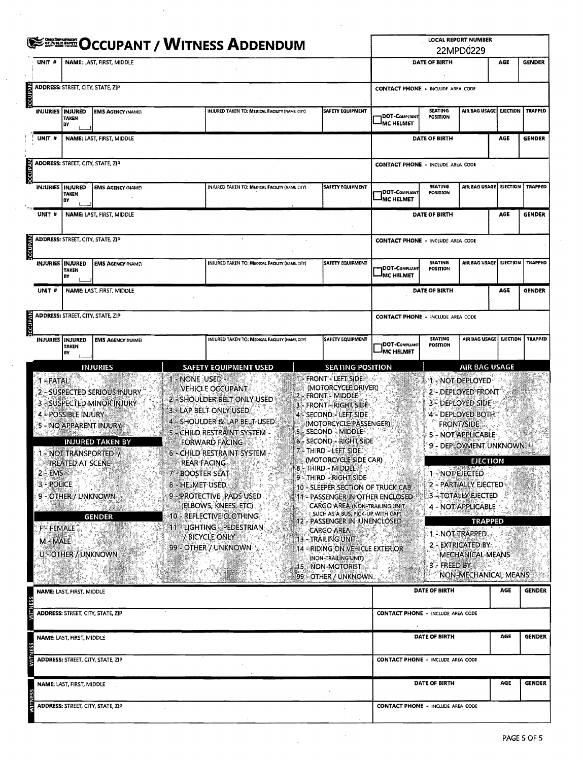# OHIO DEPARTMENT OF PUBLIC SAFETY — OCCUPANT / WITNESS ADDENDUM

**LOCAL REPORT NUMBER:** 22MPD0229

## OCCUPANT

| UNIT # | NAME: LAST, FIRST, MIDDLE | | | | DATE OF BIRTH | | AGE | GENDER |
|---|---|---|---|---|---|---|---|---|
| ADDRESS: STREET, CITY, STATE, ZIP | | | | | CONTACT PHONE - INCLUDE AREA CODE | | | |
| INJURIES | INJURED TAKEN BY | EMS AGENCY (NAME) | INJURED TAKEN TO: MEDICAL FACILITY (NAME, CITY) | SAFETY EQUIPMENT | DOT-COMPLIANT MC HELMET | SEATING POSITION | AIR BAG USAGE | EJECTION / TRAPPED |

## OCCUPANT

| UNIT # | NAME: LAST, FIRST, MIDDLE | | | | DATE OF BIRTH | | AGE | GENDER |
|---|---|---|---|---|---|---|---|---|
| ADDRESS: STREET, CITY, STATE, ZIP | | | | | CONTACT PHONE - INCLUDE AREA CODE | | | |
| INJURIES | INJURED TAKEN BY | EMS AGENCY (NAME) | INJURED TAKEN TO: MEDICAL FACILITY (NAME, CITY) | SAFETY EQUIPMENT | DOT-COMPLIANT MC HELMET | SEATING POSITION | AIR BAG USAGE | EJECTION / TRAPPED |

## OCCUPANT

| UNIT # | NAME: LAST, FIRST, MIDDLE | | | | DATE OF BIRTH | | AGE | GENDER |
|---|---|---|---|---|---|---|---|---|
| ADDRESS: STREET, CITY, STATE, ZIP | | | | | CONTACT PHONE - INCLUDE AREA CODE | | | |
| INJURIES | INJURED TAKEN BY | EMS AGENCY (NAME) | INJURED TAKEN TO: MEDICAL FACILITY (NAME, CITY) | SAFETY EQUIPMENT | DOT-COMPLIANT MC HELMET | SEATING POSITION | AIR BAG USAGE | EJECTION / TRAPPED |

## OCCUPANT

| UNIT # | NAME: LAST, FIRST, MIDDLE | | | | DATE OF BIRTH | | AGE | GENDER |
|---|---|---|---|---|---|---|---|---|
| ADDRESS: STREET, CITY, STATE, ZIP | | | | | CONTACT PHONE - INCLUDE AREA CODE | | | |
| INJURIES | INJURED TAKEN BY | EMS AGENCY (NAME) | INJURED TAKEN TO: MEDICAL FACILITY (NAME, CITY) | SAFETY EQUIPMENT | DOT-COMPLIANT MC HELMET | SEATING POSITION | AIR BAG USAGE | EJECTION / TRAPPED |

### INJURIES
1 - FATAL
2 - SUSPECTED SERIOUS INJURY
3 - SUSPECTED MINOR INJURY
4 - POSSIBLE INJURY
5 - NO APPARENT INJURY

### INJURED TAKEN BY
1 - NOT TRANSPORTED / TREATED AT SCENE
2 - EMS
3 - POLICE
9 - OTHER / UNKNOWN

### GENDER
F - FEMALE
M - MALE
U - OTHER / UNKNOWN

### SAFETY EQUIPMENT USED
1 - NONE USED - VEHICLE OCCUPANT
2 - SHOULDER BELT ONLY USED
3 - LAP BELT ONLY USED
4 - SHOULDER & LAP BELT USED
5 - CHILD RESTRAINT SYSTEM - FORWARD FACING
6 - CHILD RESTRAINT SYSTEM - REAR FACING
7 - BOOSTER SEAT
8 - HELMET USED
9 - PROTECTIVE PADS USED (ELBOWS, KNEES, ETC)
10 - REFLECTIVE CLOTHING
11 - LIGHTING - PEDESTRIAN / BICYCLE ONLY
99 - OTHER / UNKNOWN

### SEATING POSITION
1 - FRONT - LEFT SIDE (MOTORCYCLE DRIVER)
2 - FRONT - MIDDLE
3 - FRONT - RIGHT SIDE
4 - SECOND - LEFT SIDE (MOTORCYCLE PASSENGER)
5 - SECOND - MIDDLE
6 - SECOND - RIGHT SIDE
7 - THIRD - LEFT SIDE (MOTORCYCLE SIDE CAR)
8 - THIRD - MIDDLE
9 - THIRD - RIGHT SIDE
10 - SLEEPER SECTION OF TRUCK CAB
11 - PASSENGER IN OTHER ENCLOSED CARGO AREA (NON-TRAILING UNIT SUCH AS A BUS, PICK-UP WITH CAP)
12 - PASSENGER IN UNENCLOSED CARGO AREA
13 - TRAILING UNIT
14 - RIDING ON VEHICLE EXTERIOR (NON-TRAILING UNIT)
15 - NON-MOTORIST
99 - OTHER / UNKNOWN

### AIR BAG USAGE
1 - NOT DEPLOYED
2 - DEPLOYED FRONT
3 - DEPLOYED SIDE
4 - DEPLOYED BOTH FRONT/SIDE
5 - NOT APPLICABLE
9 - DEPLOYMENT UNKNOWN

### EJECTION
1 - NOT EJECTED
2 - PARTIALLY EJECTED
3 - TOTALLY EJECTED
4 - NOT APPLICABLE

### TRAPPED
1 - NOT TRAPPED
2 - EXTRICATED BY MECHANICAL MEANS
3 - FREED BY NON-MECHANICAL MEANS

## WITNESS

| NAME: LAST, FIRST, MIDDLE | DATE OF BIRTH | AGE | GENDER |
|---|---|---|---|
| ADDRESS: STREET, CITY, STATE, ZIP | CONTACT PHONE - INCLUDE AREA CODE | | |

## WITNESS

| NAME: LAST, FIRST, MIDDLE | DATE OF BIRTH | AGE | GENDER |
|---|---|---|---|
| ADDRESS: STREET, CITY, STATE, ZIP | CONTACT PHONE - INCLUDE AREA CODE | | |

## WITNESS

| NAME: LAST, FIRST, MIDDLE | DATE OF BIRTH | AGE | GENDER |
|---|---|---|---|
| ADDRESS: STREET, CITY, STATE, ZIP | CONTACT PHONE - INCLUDE AREA CODE | | |